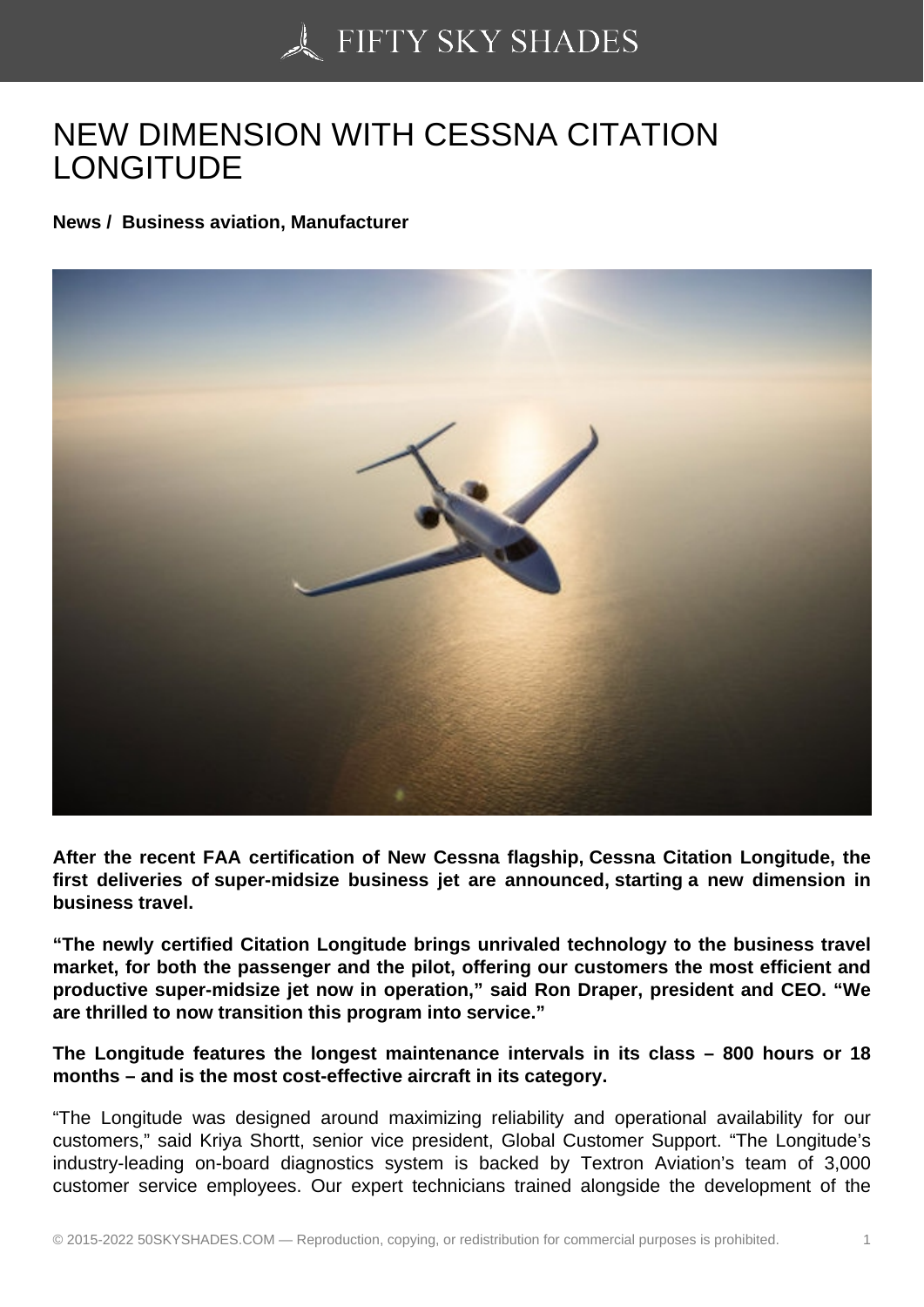# NEW DIMENSION WITH CESSNA CITATION LONGITUDE

**News / Business aviation, Manufacturer**

**After the recent FAA certification of New Cessna flagship, Cessna Citation Longitude, the first deliveries of super-midsize business jet are announced, starting a new dimension in business travel.**

**"The newly certified Citation Longitude brings unrivaled technology to the business travel market, for both the passenger and the pilot, offering our customers the most efficient and productive super-midsize jet now in operation," said Ron Draper, president and CEO. "We are thrilled to now transition this program into service."**

**The Longitude features the longest maintenance intervals in its class – 800 hours or 18 months – and is the most cost-effective aircraft in its category.**

"The Longitude was designed around maximizing reliability and operational availability for our customers," said Kriya Shortt, senior vice president, Global Customer Support. "The Longitude's industry-leading on-board diagnostics system is backed by Textron Aviation's team of 3,000 customer service employees. Our expert technicians trained alongside the development of the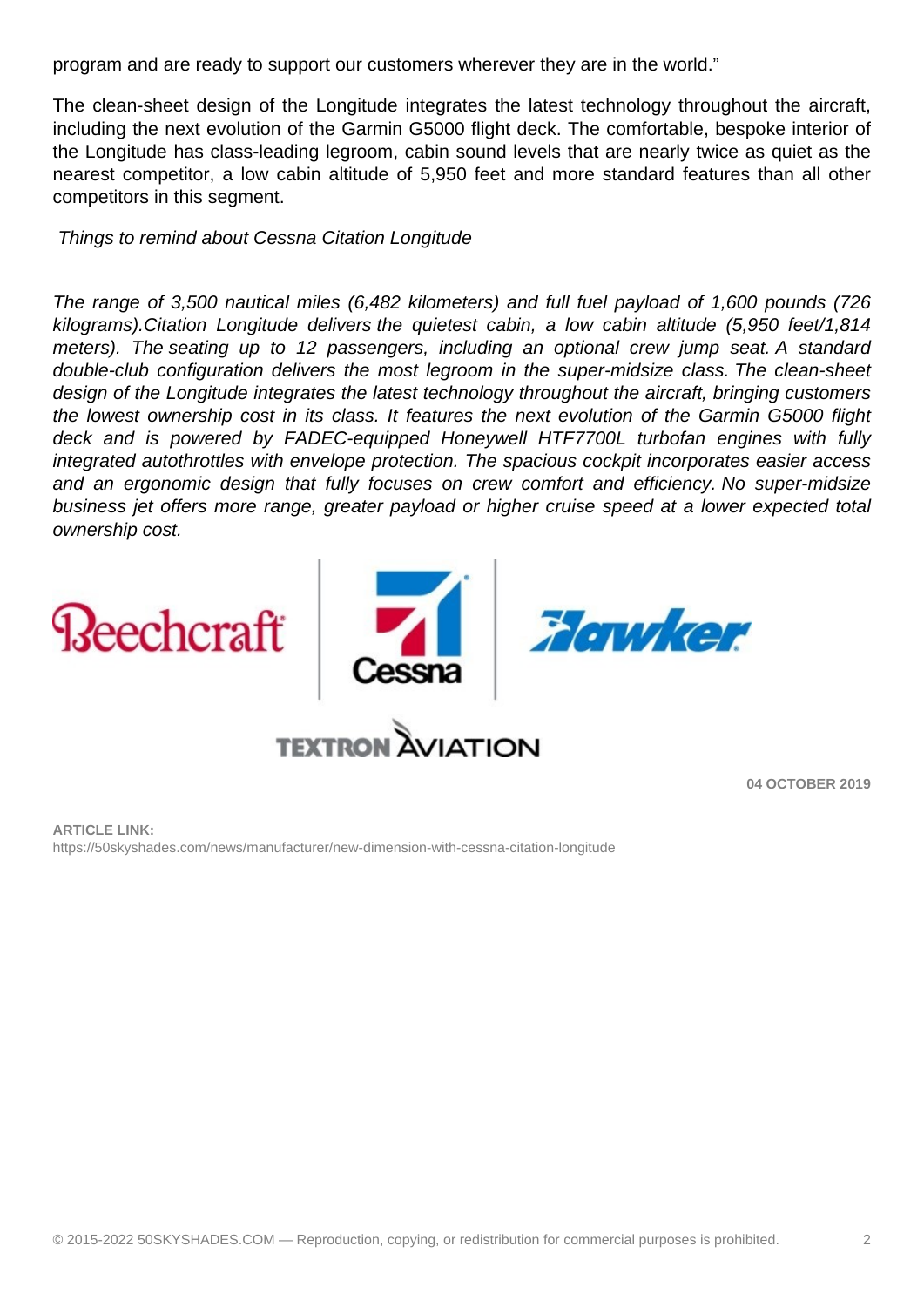program and are ready to support our customers wherever they are in the world."

The clean-sheet design of the Longitude integrates the latest technology throughout the aircraft, including the next evolution of the Garmin G5000 flight deck. The comfortable, bespoke interior of the Longitude has class-leading legroom, cabin sound levels that are nearly twice as quiet as the nearest competitor, a low cabin altitude of 5,950 feet and more standard features than all other competitors in this segment.

*Things to remind about Cessna Citation Longitude*

*The range of 3,500 nautical miles (6,482 kilometers) and full fuel payload of 1,600 pounds (726 kilograms).Citation Longitude delivers the quietest cabin, a low cabin altitude (5,950 feet/1,814 meters). The seating up to 12 passengers, including an optional crew jump seat. A standard double-club configuration delivers the most legroom in the super-midsize class. The clean-sheet design of the Longitude integrates the latest technology throughout the aircraft, bringing customers the lowest ownership cost in its class. It features the next evolution of the Garmin G5000 flight deck and is powered by FADEC-equipped Honeywell HTF7700L turbofan engines with fully integrated autothrottles with envelope protection. The spacious cockpit incorporates easier access and an ergonomic design that fully focuses on crew comfort and efficiency. No super-midsize business jet offers more range, greater payload or higher cruise speed at a lower expected total ownership cost.*

Beechcraft | Cessna | Hawker

TEXTRON AVIATION

**04 OCTOBER 2019**

**ARTICLE LINK:**
https://50skyshades.com/news/manufacturer/new-dimension-with-cessna-citation-longitude

© 2015-2022 50SKYSHADES.COM — Reproduction, copying, or redistribution for commercial purposes is prohibited.